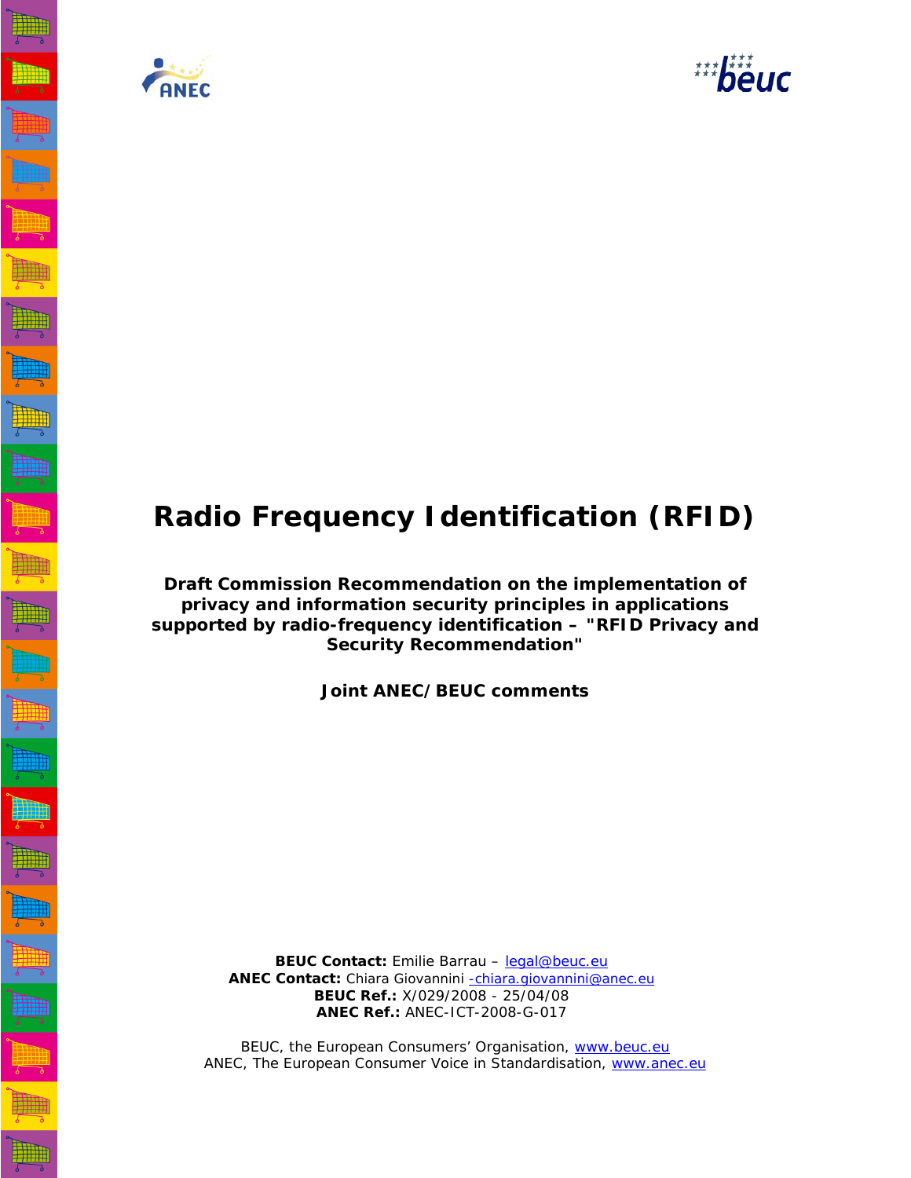# Radio Frequency Identification (RFID)

**Draft Commission Recommendation on the implementation of privacy and information security principles in applications supported by radio-frequency identification – "RFID Privacy and Security Recommendation"**

**Joint ANEC/BEUC comments**

**BEUC Contact:** Emilie Barrau – legal@beuc.eu
**ANEC Contact:** Chiara Giovannini -chiara.giovannini@anec.eu
**BEUC Ref.:** X/029/2008 - 25/04/08
**ANEC Ref.:** ANEC-ICT-2008-G-017

BEUC, the European Consumers' Organisation, www.beuc.eu
ANEC, The European Consumer Voice in Standardisation, www.anec.eu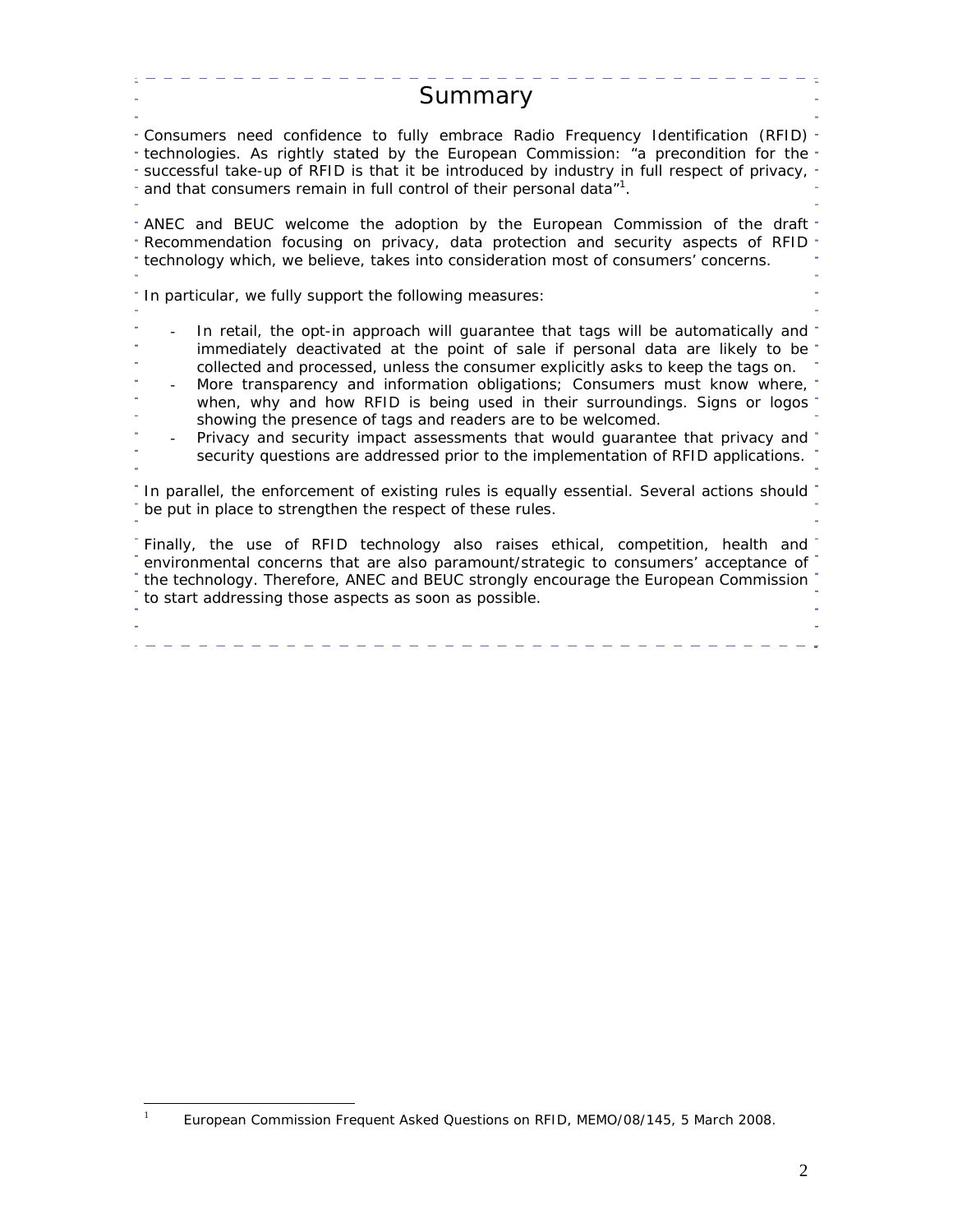# Summary

Consumers need confidence to fully embrace Radio Frequency Identification (RFID) technologies. As rightly stated by the European Commission: "a precondition for the successful take-up of RFID is that it be introduced by industry in full respect of privacy, and that consumers remain in full control of their personal data"[1].

ANEC and BEUC welcome the adoption by the European Commission of the draft Recommendation focusing on privacy, data protection and security aspects of RFID technology which, we believe, takes into consideration most of consumers' concerns.

In particular, we fully support the following measures:

- In retail, the opt-in approach will guarantee that tags will be automatically and immediately deactivated at the point of sale if personal data are likely to be collected and processed, unless the consumer explicitly asks to keep the tags on.
- More transparency and information obligations; Consumers must know where, when, why and how RFID is being used in their surroundings. Signs or logos showing the presence of tags and readers are to be welcomed.
- Privacy and security impact assessments that would guarantee that privacy and security questions are addressed prior to the implementation of RFID applications.

In parallel, the enforcement of existing rules is equally essential. Several actions should be put in place to strengthen the respect of these rules.

Finally, the use of RFID technology also raises ethical, competition, health and environmental concerns that are also paramount/strategic to consumers' acceptance of the technology. Therefore, ANEC and BEUC strongly encourage the European Commission to start addressing those aspects as soon as possible.

---

[1] European Commission Frequent Asked Questions on RFID, MEMO/08/145, 5 March 2008.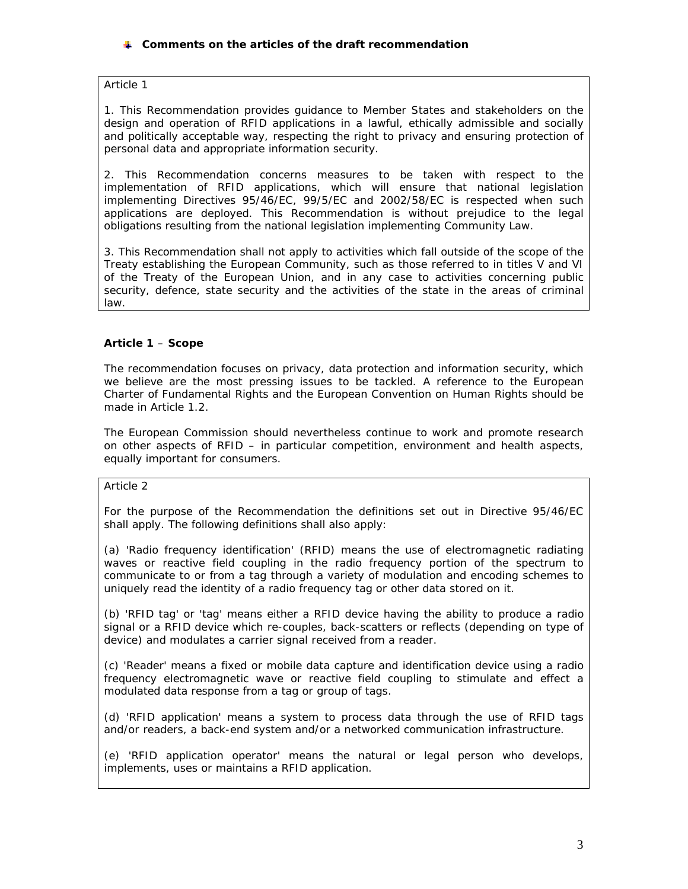- **Comments on the articles of the draft recommendation**

> Article 1
>
> 1. This Recommendation provides guidance to Member States and stakeholders on the design and operation of RFID applications in a lawful, ethically admissible and socially and politically acceptable way, respecting the right to privacy and ensuring protection of personal data and appropriate information security.
>
> 2. This Recommendation concerns measures to be taken with respect to the implementation of RFID applications, which will ensure that national legislation implementing Directives 95/46/EC, 99/5/EC and 2002/58/EC is respected when such applications are deployed. This Recommendation is without prejudice to the legal obligations resulting from the national legislation implementing Community Law.
>
> 3. This Recommendation shall not apply to activities which fall outside of the scope of the Treaty establishing the European Community, such as those referred to in titles V and VI of the Treaty of the European Union, and in any case to activities concerning public security, defence, state security and the activities of the state in the areas of criminal law.

**Article 1** – **Scope**

The recommendation focuses on privacy, data protection and information security, which we believe are the most pressing issues to be tackled. A reference to the European Charter of Fundamental Rights and the European Convention on Human Rights should be made in Article 1.2.

The European Commission should nevertheless continue to work and promote research on other aspects of RFID – in particular competition, environment and health aspects, equally important for consumers.

> Article 2
>
> For the purpose of the Recommendation the definitions set out in Directive 95/46/EC shall apply. The following definitions shall also apply:
>
> (a) 'Radio frequency identification' (RFID) means the use of electromagnetic radiating waves or reactive field coupling in the radio frequency portion of the spectrum to communicate to or from a tag through a variety of modulation and encoding schemes to uniquely read the identity of a radio frequency tag or other data stored on it.
>
> (b) 'RFID tag' or 'tag' means either a RFID device having the ability to produce a radio signal or a RFID device which re-couples, back-scatters or reflects (depending on type of device) and modulates a carrier signal received from a reader.
>
> (c) 'Reader' means a fixed or mobile data capture and identification device using a radio frequency electromagnetic wave or reactive field coupling to stimulate and effect a modulated data response from a tag or group of tags.
>
> (d) 'RFID application' means a system to process data through the use of RFID tags and/or readers, a back-end system and/or a networked communication infrastructure.
>
> (e) 'RFID application operator' means the natural or legal person who develops, implements, uses or maintains a RFID application.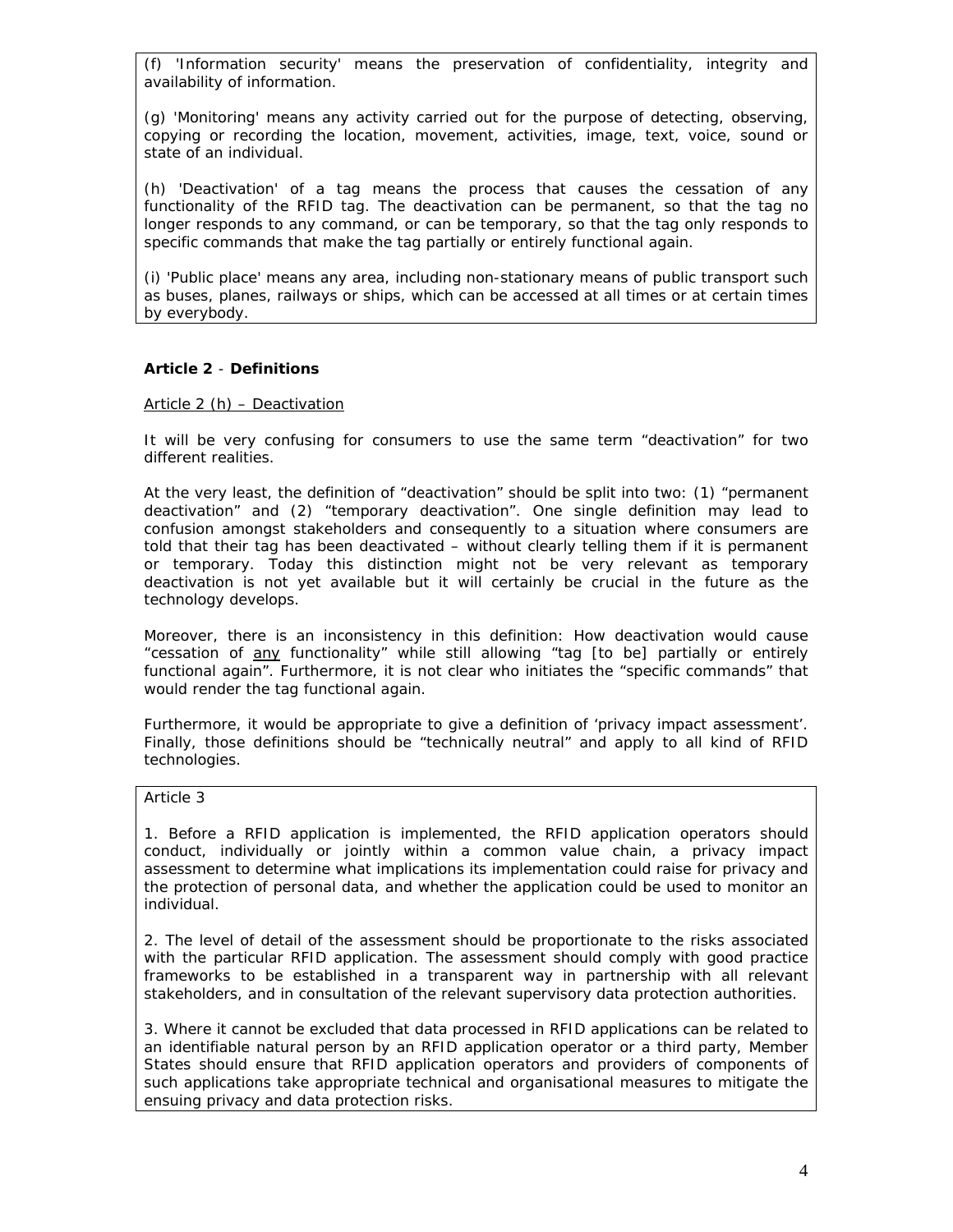(f) 'Information security' means the preservation of confidentiality, integrity and availability of information.

(g) 'Monitoring' means any activity carried out for the purpose of detecting, observing, copying or recording the location, movement, activities, image, text, voice, sound or state of an individual.

(h) 'Deactivation' of a tag means the process that causes the cessation of any functionality of the RFID tag. The deactivation can be permanent, so that the tag no longer responds to any command, or can be temporary, so that the tag only responds to specific commands that make the tag partially or entirely functional again.

(i) 'Public place' means any area, including non-stationary means of public transport such as buses, planes, railways or ships, which can be accessed at all times or at certain times by everybody.

**Article 2** - **Definitions**

Article 2 (h) – Deactivation

It will be very confusing for consumers to use the same term "deactivation" for two different realities.

At the very least, the definition of "deactivation" should be split into two: (1) "permanent deactivation" and (2) "temporary deactivation". One single definition may lead to confusion amongst stakeholders and consequently to a situation where consumers are told that their tag has been deactivated – without clearly telling them if it is permanent or temporary. Today this distinction might not be very relevant as temporary deactivation is not yet available but it will certainly be crucial in the future as the technology develops.

Moreover, there is an inconsistency in this definition: How deactivation would cause "cessation of <u>any</u> functionality" while still allowing "tag [to be] partially or entirely functional again". Furthermore, it is not clear who initiates the "specific commands" that would render the tag functional again.

Furthermore, it would be appropriate to give a definition of 'privacy impact assessment'. Finally, those definitions should be "technically neutral" and apply to all kind of RFID technologies.

Article 3

1. Before a RFID application is implemented, the RFID application operators should conduct, individually or jointly within a common value chain, a privacy impact assessment to determine what implications its implementation could raise for privacy and the protection of personal data, and whether the application could be used to monitor an individual.

2. The level of detail of the assessment should be proportionate to the risks associated with the particular RFID application. The assessment should comply with good practice frameworks to be established in a transparent way in partnership with all relevant stakeholders, and in consultation of the relevant supervisory data protection authorities.

3. Where it cannot be excluded that data processed in RFID applications can be related to an identifiable natural person by an RFID application operator or a third party, Member States should ensure that RFID application operators and providers of components of such applications take appropriate technical and organisational measures to mitigate the ensuing privacy and data protection risks.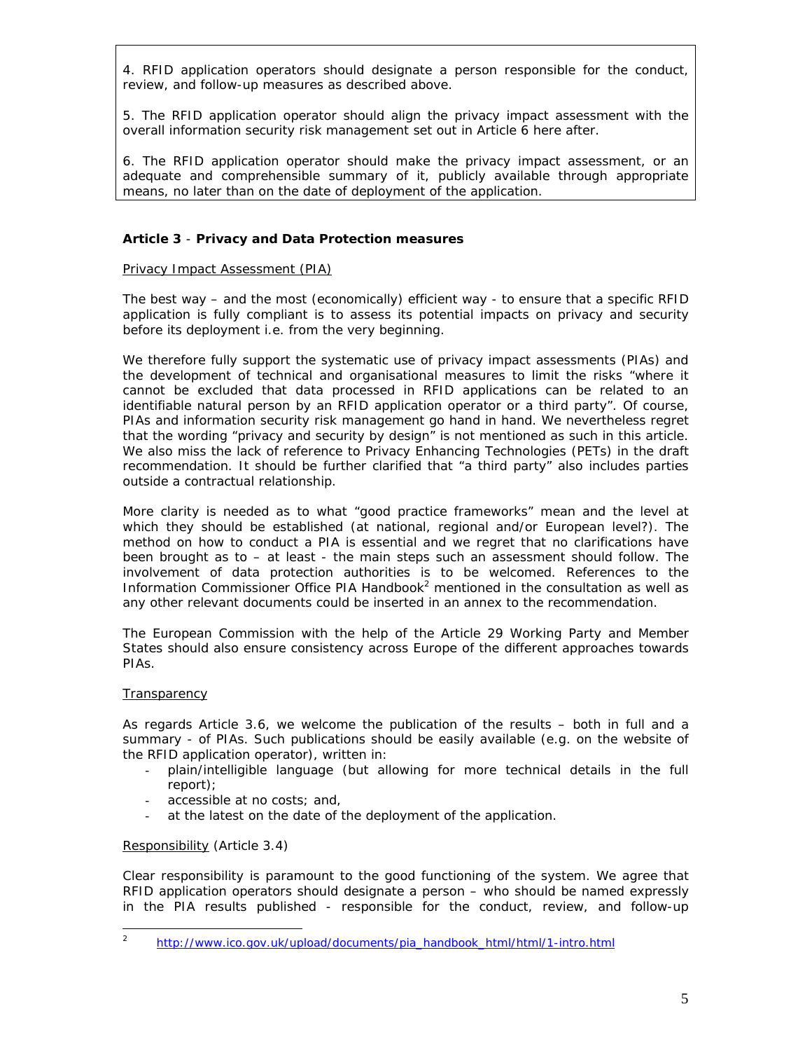4. RFID application operators should designate a person responsible for the conduct, review, and follow-up measures as described above.

5. The RFID application operator should align the privacy impact assessment with the overall information security risk management set out in Article 6 here after.

6. The RFID application operator should make the privacy impact assessment, or an adequate and comprehensible summary of it, publicly available through appropriate means, no later than on the date of deployment of the application.

**Article 3** - **Privacy and Data Protection measures**

Privacy Impact Assessment (PIA)

The best way – and the most (economically) efficient way - to ensure that a specific RFID application is fully compliant is to assess its potential impacts on privacy and security before its deployment i.e. from the very beginning.

We therefore fully support the systematic use of privacy impact assessments (PIAs) and the development of technical and organisational measures to limit the risks "where it cannot be excluded that data processed in RFID applications can be related to an identifiable natural person by an RFID application operator or a third party". Of course, PIAs and information security risk management go hand in hand. We nevertheless regret that the wording "privacy and security by design" is not mentioned as such in this article. We also miss the lack of reference to Privacy Enhancing Technologies (PETs) in the draft recommendation. It should be further clarified that "a third party" also includes parties outside a contractual relationship.

More clarity is needed as to what "good practice frameworks" mean and the level at which they should be established (at national, regional and/or European level?). The method on how to conduct a PIA is essential and we regret that no clarifications have been brought as to – at least - the main steps such an assessment should follow. The involvement of data protection authorities is to be welcomed. References to the Information Commissioner Office PIA Handbook[2] mentioned in the consultation as well as any other relevant documents could be inserted in an annex to the recommendation.

The European Commission with the help of the Article 29 Working Party and Member States should also ensure consistency across Europe of the different approaches towards PIAs.

Transparency

As regards Article 3.6, we welcome the publication of the results – both in full and a summary - of PIAs. Such publications should be easily available (e.g. on the website of the RFID application operator), written in:

- plain/intelligible language (but allowing for more technical details in the full report);
- accessible at no costs; and,
- at the latest on the date of the deployment of the application.

Responsibility (Article 3.4)

Clear responsibility is paramount to the good functioning of the system. We agree that RFID application operators should designate a person – who should be named expressly in the PIA results published - responsible for the conduct, review, and follow-up

[2] http://www.ico.gov.uk/upload/documents/pia_handbook_html/html/1-intro.html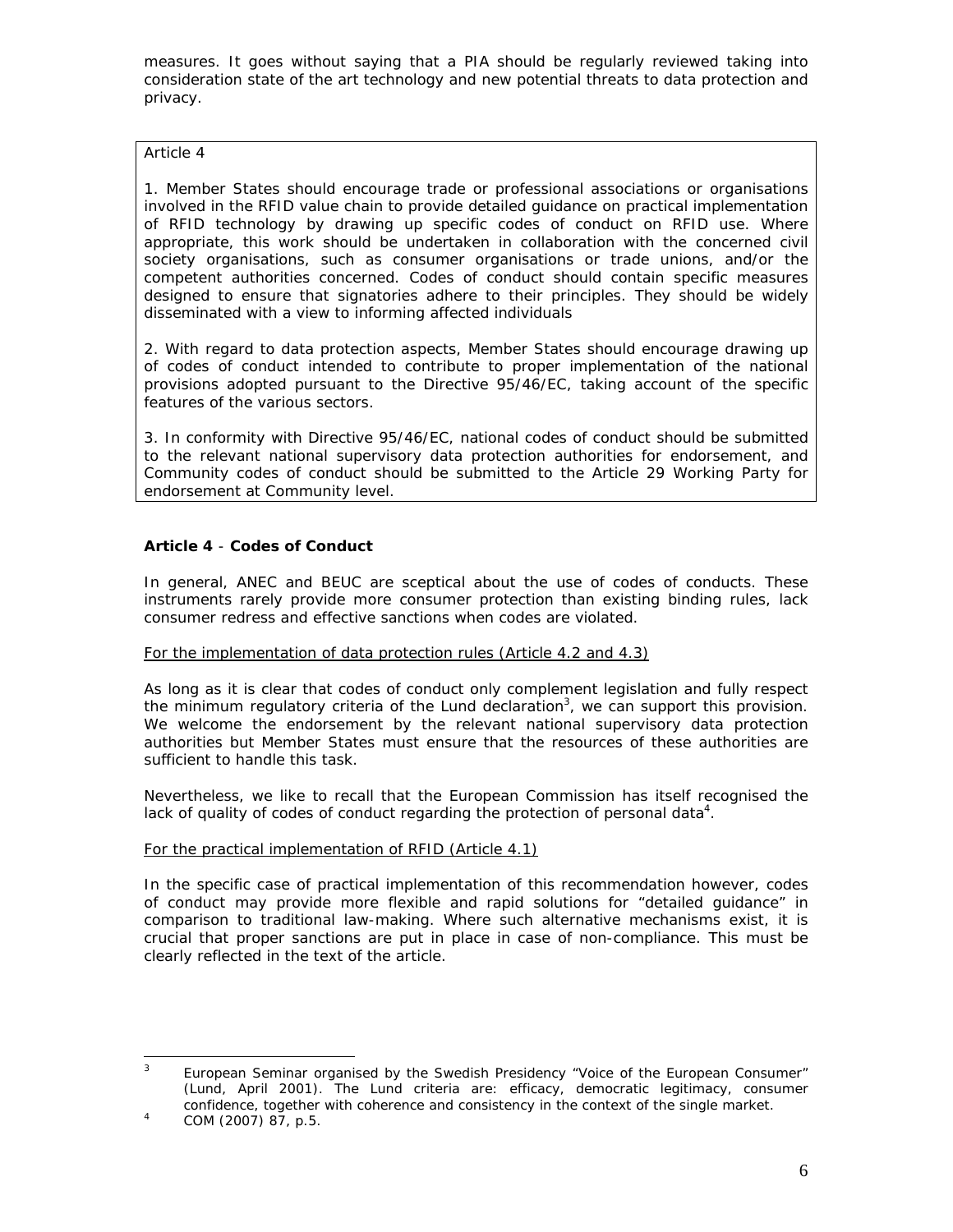measures. It goes without saying that a PIA should be regularly reviewed taking into consideration state of the art technology and new potential threats to data protection and privacy.

> Article 4
>
> 1. Member States should encourage trade or professional associations or organisations involved in the RFID value chain to provide detailed guidance on practical implementation of RFID technology by drawing up specific codes of conduct on RFID use. Where appropriate, this work should be undertaken in collaboration with the concerned civil society organisations, such as consumer organisations or trade unions, and/or the competent authorities concerned. Codes of conduct should contain specific measures designed to ensure that signatories adhere to their principles. They should be widely disseminated with a view to informing affected individuals
>
> 2. With regard to data protection aspects, Member States should encourage drawing up of codes of conduct intended to contribute to proper implementation of the national provisions adopted pursuant to the Directive 95/46/EC, taking account of the specific features of the various sectors.
>
> 3. In conformity with Directive 95/46/EC, national codes of conduct should be submitted to the relevant national supervisory data protection authorities for endorsement, and Community codes of conduct should be submitted to the Article 29 Working Party for endorsement at Community level.

**Article 4** - **Codes of Conduct**

In general, ANEC and BEUC are sceptical about the use of codes of conducts. These instruments rarely provide more consumer protection than existing binding rules, lack consumer redress and effective sanctions when codes are violated.

For the implementation of data protection rules (Article 4.2 and 4.3)

As long as it is clear that codes of conduct only complement legislation and fully respect the minimum regulatory criteria of the Lund declaration[3], we can support this provision. We welcome the endorsement by the relevant national supervisory data protection authorities but Member States must ensure that the resources of these authorities are sufficient to handle this task.

Nevertheless, we like to recall that the European Commission has itself recognised the lack of quality of codes of conduct regarding the protection of personal data[4].

For the practical implementation of RFID (Article 4.1)

In the specific case of practical implementation of this recommendation however, codes of conduct may provide more flexible and rapid solutions for "detailed guidance" in comparison to traditional law-making. Where such alternative mechanisms exist, it is crucial that proper sanctions are put in place in case of non-compliance. This must be clearly reflected in the text of the article.

[3] European Seminar organised by the Swedish Presidency "Voice of the European Consumer" (Lund, April 2001). The Lund criteria are: efficacy, democratic legitimacy, consumer confidence, together with coherence and consistency in the context of the single market.

[4] COM (2007) 87, p.5.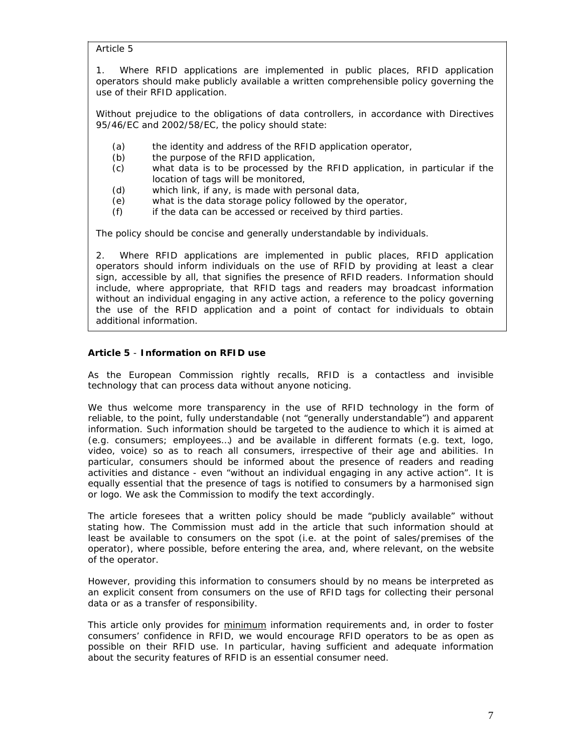Article 5

1. Where RFID applications are implemented in public places, RFID application operators should make publicly available a written comprehensible policy governing the use of their RFID application.

Without prejudice to the obligations of data controllers, in accordance with Directives 95/46/EC and 2002/58/EC, the policy should state:

(a) the identity and address of the RFID application operator,
(b) the purpose of the RFID application,
(c) what data is to be processed by the RFID application, in particular if the location of tags will be monitored,
(d) which link, if any, is made with personal data,
(e) what is the data storage policy followed by the operator,
(f) if the data can be accessed or received by third parties.

The policy should be concise and generally understandable by individuals.

2. Where RFID applications are implemented in public places, RFID application operators should inform individuals on the use of RFID by providing at least a clear sign, accessible by all, that signifies the presence of RFID readers. Information should include, where appropriate, that RFID tags and readers may broadcast information without an individual engaging in any active action, a reference to the policy governing the use of the RFID application and a point of contact for individuals to obtain additional information.

**Article 5** - **Information on RFID use**

As the European Commission rightly recalls, RFID is a contactless and invisible technology that can process data without anyone noticing.

We thus welcome more transparency in the use of RFID technology in the form of reliable, to the point, fully understandable (not "generally understandable") and apparent information. Such information should be targeted to the audience to which it is aimed at (e.g. consumers; employees…) and be available in different formats (e.g. text, logo, video, voice) so as to reach all consumers, irrespective of their age and abilities. In particular, consumers should be informed about the presence of readers and reading activities and distance - even "without an individual engaging in any active action". It is equally essential that the presence of tags is notified to consumers by a harmonised sign or logo. We ask the Commission to modify the text accordingly.

The article foresees that a written policy should be made "publicly available" without stating how. The Commission must add in the article that such information should at least be available to consumers on the spot (i.e. at the point of sales/premises of the operator), where possible, before entering the area, and, where relevant, on the website of the operator.

However, providing this information to consumers should by no means be interpreted as an explicit consent from consumers on the use of RFID tags for collecting their personal data or as a transfer of responsibility.

This article only provides for minimum information requirements and, in order to foster consumers' confidence in RFID, we would encourage RFID operators to be as open as possible on their RFID use. In particular, having sufficient and adequate information about the security features of RFID is an essential consumer need.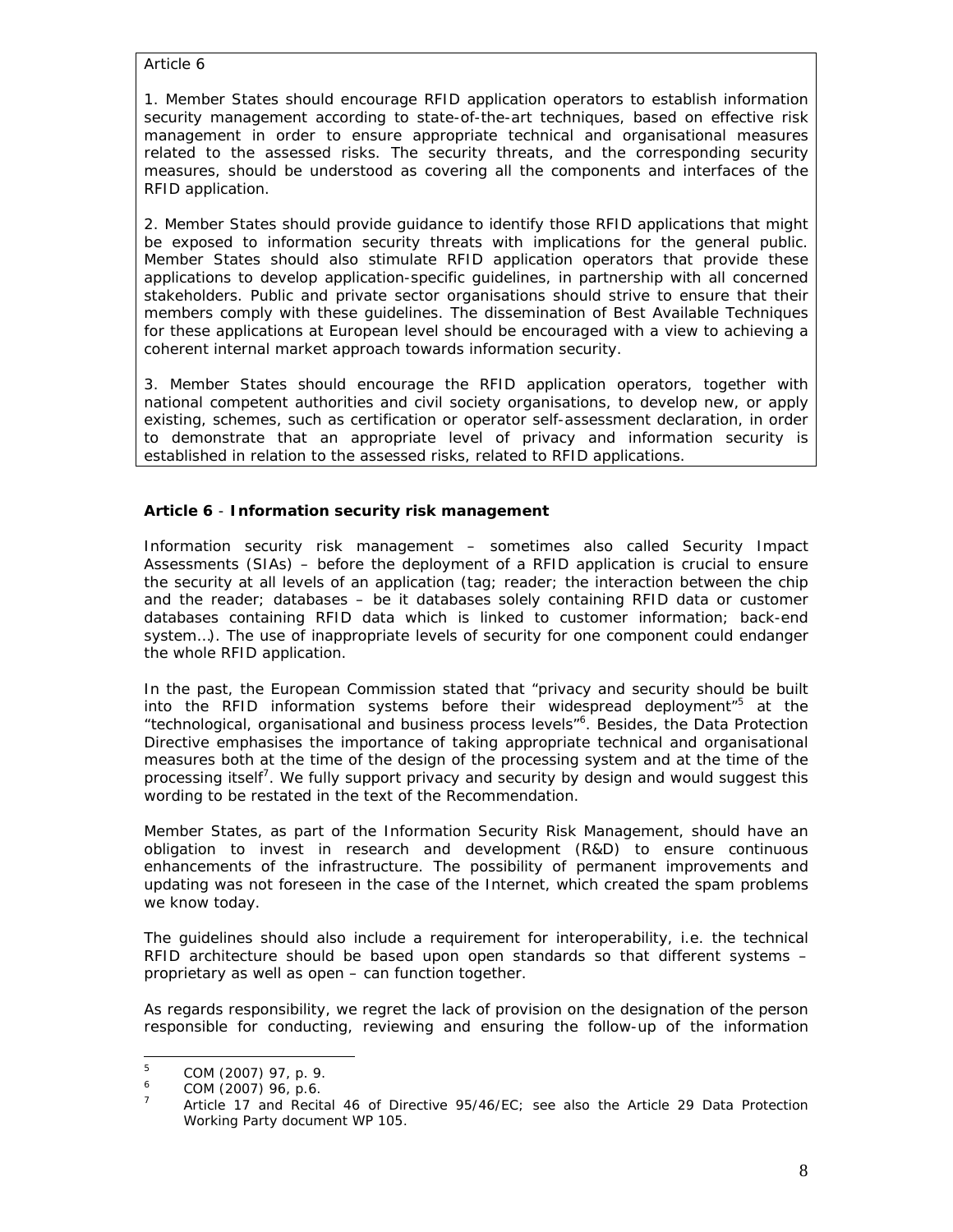Article 6

1. Member States should encourage RFID application operators to establish information security management according to state-of-the-art techniques, based on effective risk management in order to ensure appropriate technical and organisational measures related to the assessed risks. The security threats, and the corresponding security measures, should be understood as covering all the components and interfaces of the RFID application.

2. Member States should provide guidance to identify those RFID applications that might be exposed to information security threats with implications for the general public. Member States should also stimulate RFID application operators that provide these applications to develop application-specific guidelines, in partnership with all concerned stakeholders. Public and private sector organisations should strive to ensure that their members comply with these guidelines. The dissemination of Best Available Techniques for these applications at European level should be encouraged with a view to achieving a coherent internal market approach towards information security.

3. Member States should encourage the RFID application operators, together with national competent authorities and civil society organisations, to develop new, or apply existing, schemes, such as certification or operator self-assessment declaration, in order to demonstrate that an appropriate level of privacy and information security is established in relation to the assessed risks, related to RFID applications.

**Article 6** - **Information security risk management**

Information security risk management – sometimes also called Security Impact Assessments (SIAs) – before the deployment of a RFID application is crucial to ensure the security at all levels of an application (tag; reader; the interaction between the chip and the reader; databases – be it databases solely containing RFID data or customer databases containing RFID data which is linked to customer information; back-end system…). The use of inappropriate levels of security for one component could endanger the whole RFID application.

In the past, the European Commission stated that "privacy and security should be built into the RFID information systems before their widespread deployment"[5] at the "technological, organisational and business process levels"[6]. Besides, the Data Protection Directive emphasises the importance of taking appropriate technical and organisational measures both at the time of the design of the processing system and at the time of the processing itself[7]. We fully support privacy and security by design and would suggest this wording to be restated in the text of the Recommendation.

Member States, as part of the Information Security Risk Management, should have an obligation to invest in research and development (R&D) to ensure continuous enhancements of the infrastructure. The possibility of permanent improvements and updating was not foreseen in the case of the Internet, which created the spam problems we know today.

The guidelines should also include a requirement for interoperability, i.e. the technical RFID architecture should be based upon open standards so that different systems – proprietary as well as open – can function together.

As regards responsibility, we regret the lack of provision on the designation of the person responsible for conducting, reviewing and ensuring the follow-up of the information

---

[5] COM (2007) 97, p. 9.

[6] COM (2007) 96, p.6.

[7] Article 17 and Recital 46 of Directive 95/46/EC; see also the Article 29 Data Protection Working Party document WP 105.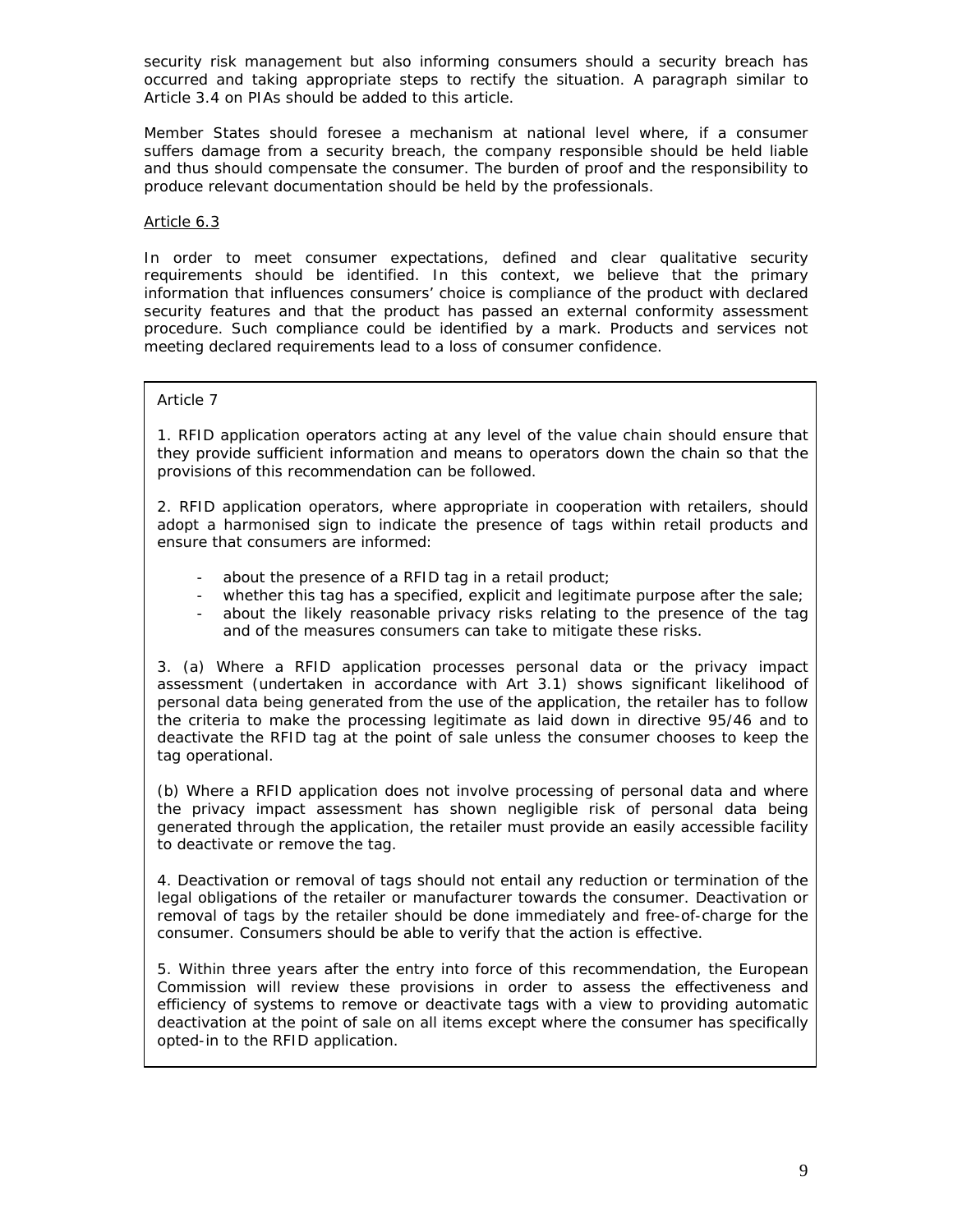security risk management but also informing consumers should a security breach has occurred and taking appropriate steps to rectify the situation. A paragraph similar to Article 3.4 on PIAs should be added to this article.

Member States should foresee a mechanism at national level where, if a consumer suffers damage from a security breach, the company responsible should be held liable and thus should compensate the consumer. The burden of proof and the responsibility to produce relevant documentation should be held by the professionals.

Article 6.3

In order to meet consumer expectations, defined and clear qualitative security requirements should be identified. In this context, we believe that the primary information that influences consumers' choice is compliance of the product with declared security features and that the product has passed an external conformity assessment procedure. Such compliance could be identified by a mark. Products and services not meeting declared requirements lead to a loss of consumer confidence.

Article 7

1. RFID application operators acting at any level of the value chain should ensure that they provide sufficient information and means to operators down the chain so that the provisions of this recommendation can be followed.

2. RFID application operators, where appropriate in cooperation with retailers, should adopt a harmonised sign to indicate the presence of tags within retail products and ensure that consumers are informed:

- about the presence of a RFID tag in a retail product;
- whether this tag has a specified, explicit and legitimate purpose after the sale;
- about the likely reasonable privacy risks relating to the presence of the tag and of the measures consumers can take to mitigate these risks.

3. (a) Where a RFID application processes personal data or the privacy impact assessment (undertaken in accordance with Art 3.1) shows significant likelihood of personal data being generated from the use of the application, the retailer has to follow the criteria to make the processing legitimate as laid down in directive 95/46 and to deactivate the RFID tag at the point of sale unless the consumer chooses to keep the tag operational.

(b) Where a RFID application does not involve processing of personal data and where the privacy impact assessment has shown negligible risk of personal data being generated through the application, the retailer must provide an easily accessible facility to deactivate or remove the tag.

4. Deactivation or removal of tags should not entail any reduction or termination of the legal obligations of the retailer or manufacturer towards the consumer. Deactivation or removal of tags by the retailer should be done immediately and free-of-charge for the consumer. Consumers should be able to verify that the action is effective.

5. Within three years after the entry into force of this recommendation, the European Commission will review these provisions in order to assess the effectiveness and efficiency of systems to remove or deactivate tags with a view to providing automatic deactivation at the point of sale on all items except where the consumer has specifically opted-in to the RFID application.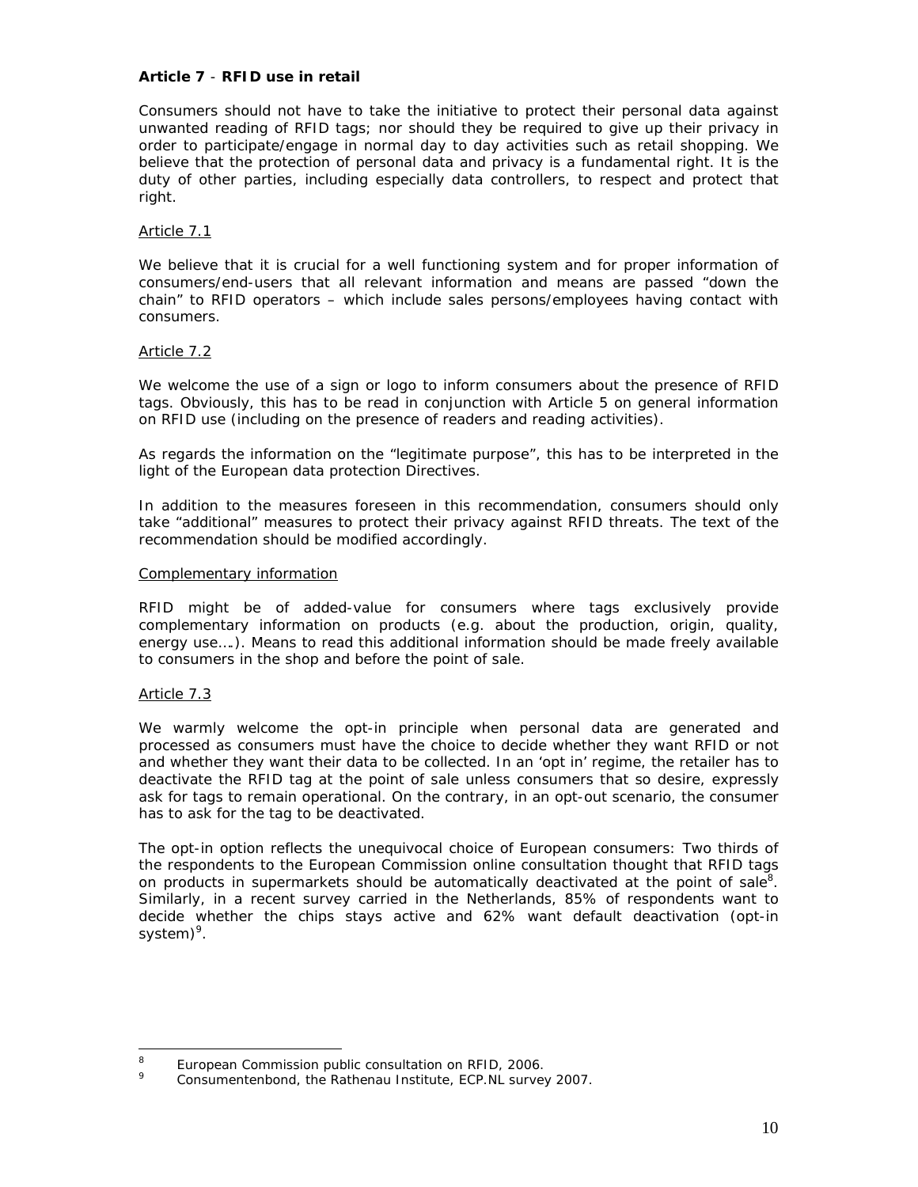**Article 7** - **RFID use in retail**

Consumers should not have to take the initiative to protect their personal data against unwanted reading of RFID tags; nor should they be required to give up their privacy in order to participate/engage in normal day to day activities such as retail shopping. We believe that the protection of personal data and privacy is a fundamental right. It is the duty of other parties, including especially data controllers, to respect and protect that right.

Article 7.1

We believe that it is crucial for a well functioning system and for proper information of consumers/end-users that all relevant information and means are passed "down the chain" to RFID operators – which include sales persons/employees having contact with consumers.

Article 7.2

We welcome the use of a sign or logo to inform consumers about the presence of RFID tags. Obviously, this has to be read in conjunction with Article 5 on general information on RFID use (including on the presence of readers and reading activities).

As regards the information on the "legitimate purpose", this has to be interpreted in the light of the European data protection Directives.

In addition to the measures foreseen in this recommendation, consumers should only take "additional" measures to protect their privacy against RFID threats. The text of the recommendation should be modified accordingly.

Complementary information

RFID might be of added-value for consumers where tags exclusively provide complementary information on products (e.g. about the production, origin, quality, energy use….). Means to read this additional information should be made freely available to consumers in the shop and before the point of sale.

Article 7.3

We warmly welcome the opt-in principle when personal data are generated and processed as consumers must have the choice to decide whether they want RFID or not and whether they want their data to be collected. In an 'opt in' regime, the retailer has to deactivate the RFID tag at the point of sale unless consumers that so desire, expressly ask for tags to remain operational. On the contrary, in an opt-out scenario, the consumer has to ask for the tag to be deactivated.

The opt-in option reflects the unequivocal choice of European consumers: Two thirds of the respondents to the European Commission online consultation thought that RFID tags on products in supermarkets should be automatically deactivated at the point of sale[8]. Similarly, in a recent survey carried in the Netherlands, 85% of respondents want to decide whether the chips stays active and 62% want default deactivation (opt-in system)[9].

---

[8] European Commission public consultation on RFID, 2006.

[9] Consumentenbond, the Rathenau Institute, ECP.NL survey 2007.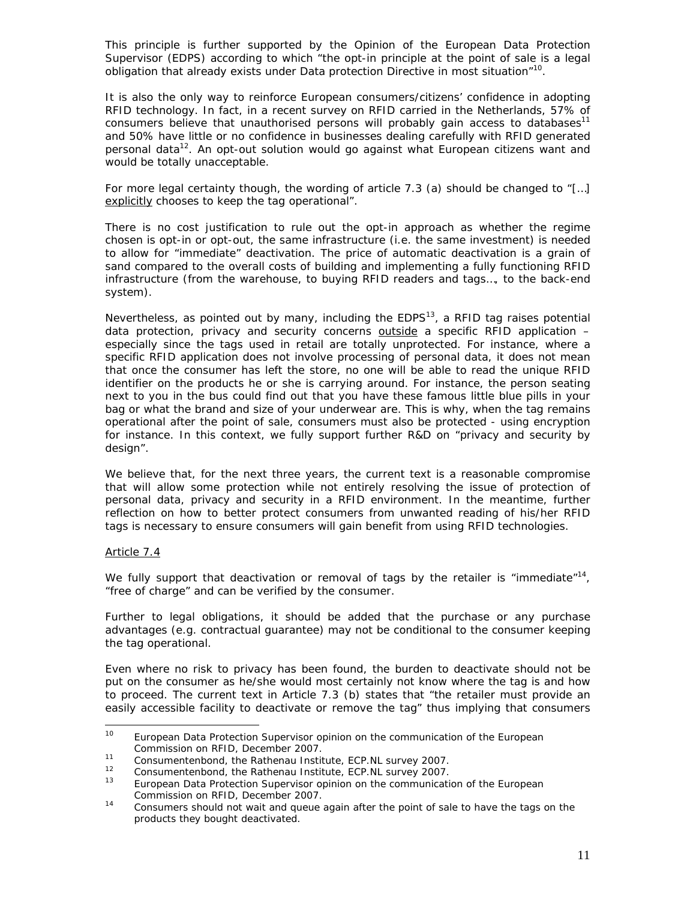This principle is further supported by the Opinion of the European Data Protection Supervisor (EDPS) according to which "the opt-in principle at the point of sale is a legal obligation that already exists under Data protection Directive in most situation"[10].

It is also the only way to reinforce European consumers/citizens' confidence in adopting RFID technology. In fact, in a recent survey on RFID carried in the Netherlands, 57% of consumers believe that unauthorised persons will probably gain access to databases[11] and 50% have little or no confidence in businesses dealing carefully with RFID generated personal data[12]. An opt-out solution would go against what European citizens want and would be totally unacceptable.

For more legal certainty though, the wording of article 7.3 (a) should be changed to "[…] explicitly chooses to keep the tag operational".

There is no cost justification to rule out the opt-in approach as whether the regime chosen is opt-in or opt-out, the same infrastructure (i.e. the same investment) is needed to allow for "immediate" deactivation. The price of automatic deactivation is a grain of sand compared to the overall costs of building and implementing a fully functioning RFID infrastructure (from the warehouse, to buying RFID readers and tags…, to the back-end system).

Nevertheless, as pointed out by many, including the EDPS[13], a RFID tag raises potential data protection, privacy and security concerns outside a specific RFID application – especially since the tags used in retail are totally unprotected. For instance, where a specific RFID application does not involve processing of personal data, it does not mean that once the consumer has left the store, no one will be able to read the unique RFID identifier on the products he or she is carrying around. For instance, the person seating next to you in the bus could find out that you have these famous little blue pills in your bag or what the brand and size of your underwear are. This is why, when the tag remains operational after the point of sale, consumers must also be protected - using encryption for instance. In this context, we fully support further R&D on "privacy and security by design".

We believe that, for the next three years, the current text is a reasonable compromise that will allow some protection while not entirely resolving the issue of protection of personal data, privacy and security in a RFID environment. In the meantime, further reflection on how to better protect consumers from unwanted reading of his/her RFID tags is necessary to ensure consumers will gain benefit from using RFID technologies.

Article 7.4

We fully support that deactivation or removal of tags by the retailer is "immediate"[14], "free of charge" and can be verified by the consumer.

Further to legal obligations, it should be added that the purchase or any purchase advantages (e.g. contractual guarantee) may not be conditional to the consumer keeping the tag operational.

Even where no risk to privacy has been found, the burden to deactivate should not be put on the consumer as he/she would most certainly not know where the tag is and how to proceed. The current text in Article 7.3 (b) states that "the retailer must provide an easily accessible facility to deactivate or remove the tag" thus implying that consumers

---

[10] European Data Protection Supervisor opinion on the communication of the European Commission on RFID, December 2007.

[11] Consumentenbond, the Rathenau Institute, ECP.NL survey 2007.

[12] Consumentenbond, the Rathenau Institute, ECP.NL survey 2007.

[13] European Data Protection Supervisor opinion on the communication of the European Commission on RFID, December 2007.

[14] Consumers should not wait and queue again after the point of sale to have the tags on the products they bought deactivated.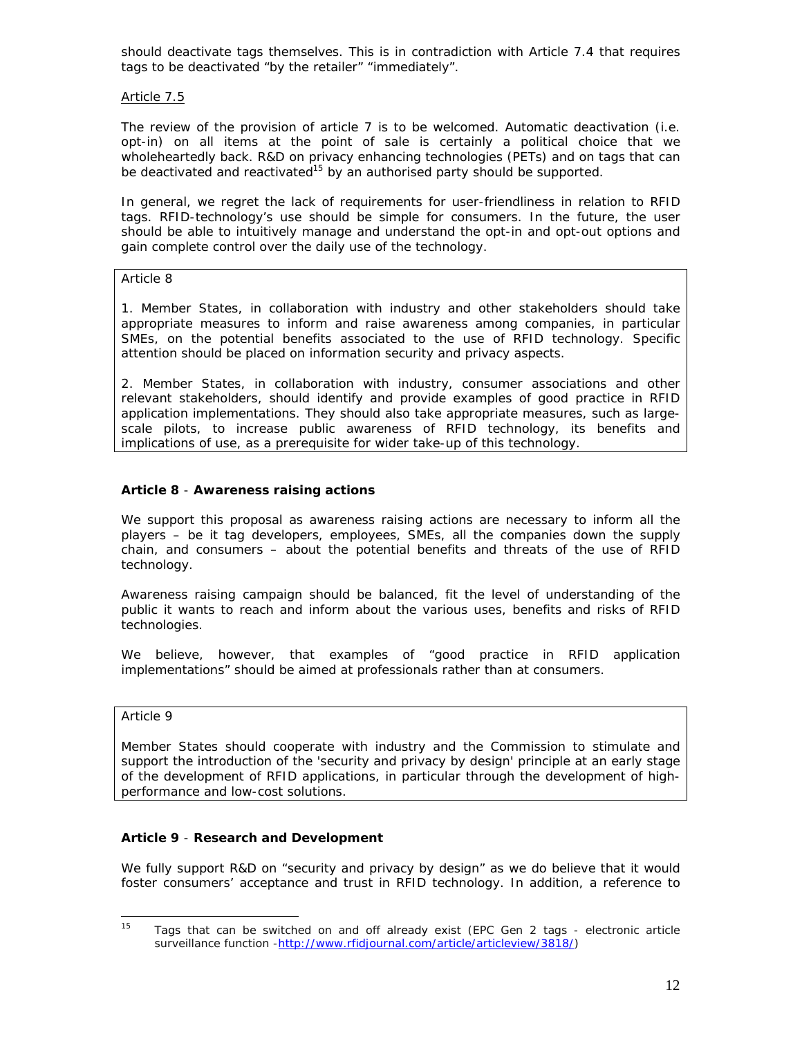should deactivate tags themselves. This is in contradiction with Article 7.4 that requires tags to be deactivated "by the retailer" "immediately".

Article 7.5

The review of the provision of article 7 is to be welcomed. Automatic deactivation (i.e. opt-in) on all items at the point of sale is certainly a political choice that we wholeheartedly back. R&D on privacy enhancing technologies (PETs) and on tags that can be deactivated and reactivated[15] by an authorised party should be supported.

In general, we regret the lack of requirements for user-friendliness in relation to RFID tags. RFID-technology's use should be simple for consumers. In the future, the user should be able to intuitively manage and understand the opt-in and opt-out options and gain complete control over the daily use of the technology.

> Article 8
>
> 1. Member States, in collaboration with industry and other stakeholders should take appropriate measures to inform and raise awareness among companies, in particular SMEs, on the potential benefits associated to the use of RFID technology. Specific attention should be placed on information security and privacy aspects.
>
> 2. Member States, in collaboration with industry, consumer associations and other relevant stakeholders, should identify and provide examples of good practice in RFID application implementations. They should also take appropriate measures, such as large-scale pilots, to increase public awareness of RFID technology, its benefits and implications of use, as a prerequisite for wider take-up of this technology.

**Article 8** - **Awareness raising actions**

We support this proposal as awareness raising actions are necessary to inform all the players – be it tag developers, employees, SMEs, all the companies down the supply chain, and consumers – about the potential benefits and threats of the use of RFID technology.

Awareness raising campaign should be balanced, fit the level of understanding of the public it wants to reach and inform about the various uses, benefits and risks of RFID technologies.

We believe, however, that examples of "good practice in RFID application implementations" should be aimed at professionals rather than at consumers.

> Article 9
>
> Member States should cooperate with industry and the Commission to stimulate and support the introduction of the 'security and privacy by design' principle at an early stage of the development of RFID applications, in particular through the development of high-performance and low-cost solutions.

**Article 9** - **Research and Development**

We fully support R&D on "security and privacy by design" as we do believe that it would foster consumers' acceptance and trust in RFID technology. In addition, a reference to

---

[15] Tags that can be switched on and off already exist (EPC Gen 2 tags - electronic article surveillance function -http://www.rfidjournal.com/article/articleview/3818/)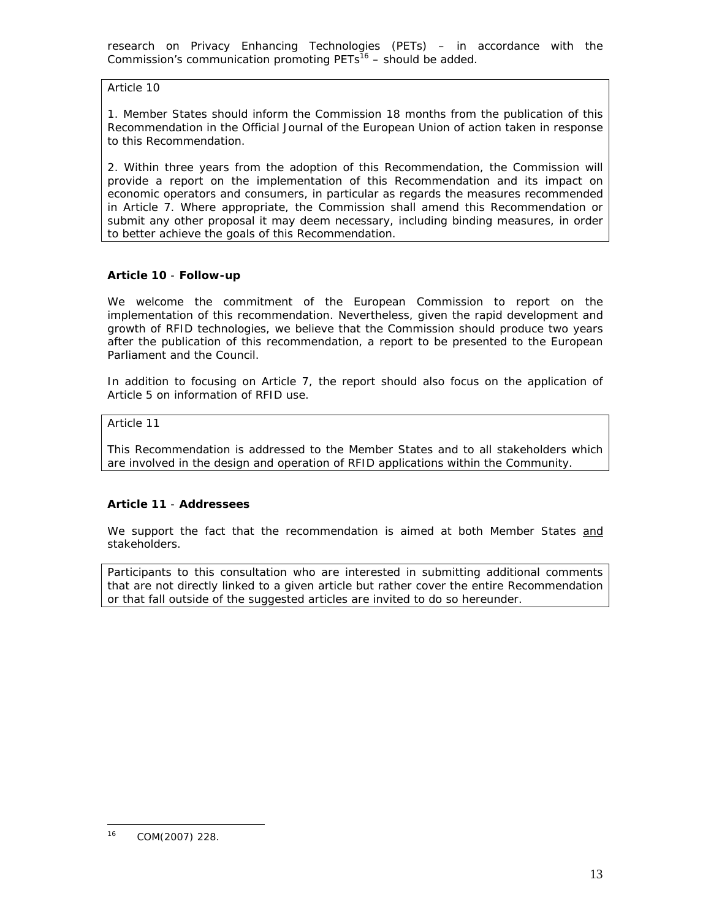research on Privacy Enhancing Technologies (PETs) – in accordance with the Commission's communication promoting PETs[16] – should be added.

> *Article 10*
>
> *1. Member States should inform the Commission 18 months from the publication of this Recommendation in the Official Journal of the European Union of action taken in response to this Recommendation.*
>
> *2. Within three years from the adoption of this Recommendation, the Commission will provide a report on the implementation of this Recommendation and its impact on economic operators and consumers, in particular as regards the measures recommended in Article 7. Where appropriate, the Commission shall amend this Recommendation or submit any other proposal it may deem necessary, including binding measures, in order to better achieve the goals of this Recommendation.*

**Article 10 - Follow-up**

We welcome the commitment of the European Commission to report on the implementation of this recommendation. Nevertheless, given the rapid development and growth of RFID technologies, we believe that the Commission should produce two years after the publication of this recommendation, a report to be presented to the European Parliament and the Council.

In addition to focusing on Article 7, the report should also focus on the application of Article 5 on information of RFID use.

> *Article 11*
>
> *This Recommendation is addressed to the Member States and to all stakeholders which are involved in the design and operation of RFID applications within the Community.*

**Article 11 - Addressees**

We support the fact that the recommendation is aimed at both Member States <u>and</u> stakeholders.

> Participants to this consultation who are interested in submitting additional comments that are not directly linked to a given article but rather cover the entire Recommendation or that fall outside of the suggested articles are invited to do so hereunder.

---

[16] COM(2007) 228.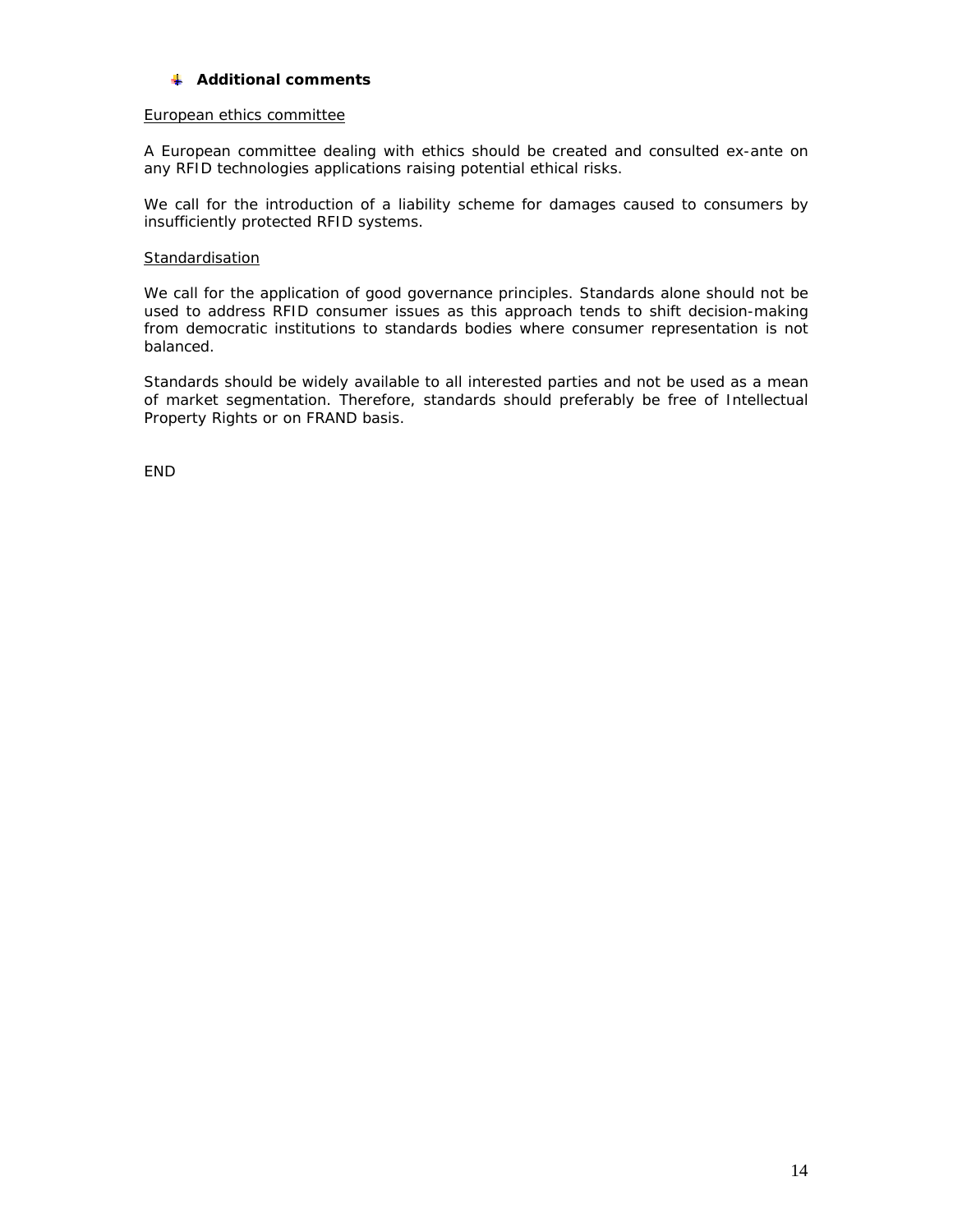### Additional comments

European ethics committee

A European committee dealing with ethics should be created and consulted ex-ante on any RFID technologies applications raising potential ethical risks.

We call for the introduction of a liability scheme for damages caused to consumers by insufficiently protected RFID systems.

Standardisation

We call for the application of good governance principles. Standards alone should not be used to address RFID consumer issues as this approach tends to shift decision-making from democratic institutions to standards bodies where consumer representation is not balanced.

Standards should be widely available to all interested parties and not be used as a mean of market segmentation. Therefore, standards should preferably be free of Intellectual Property Rights or on FRAND basis.

END